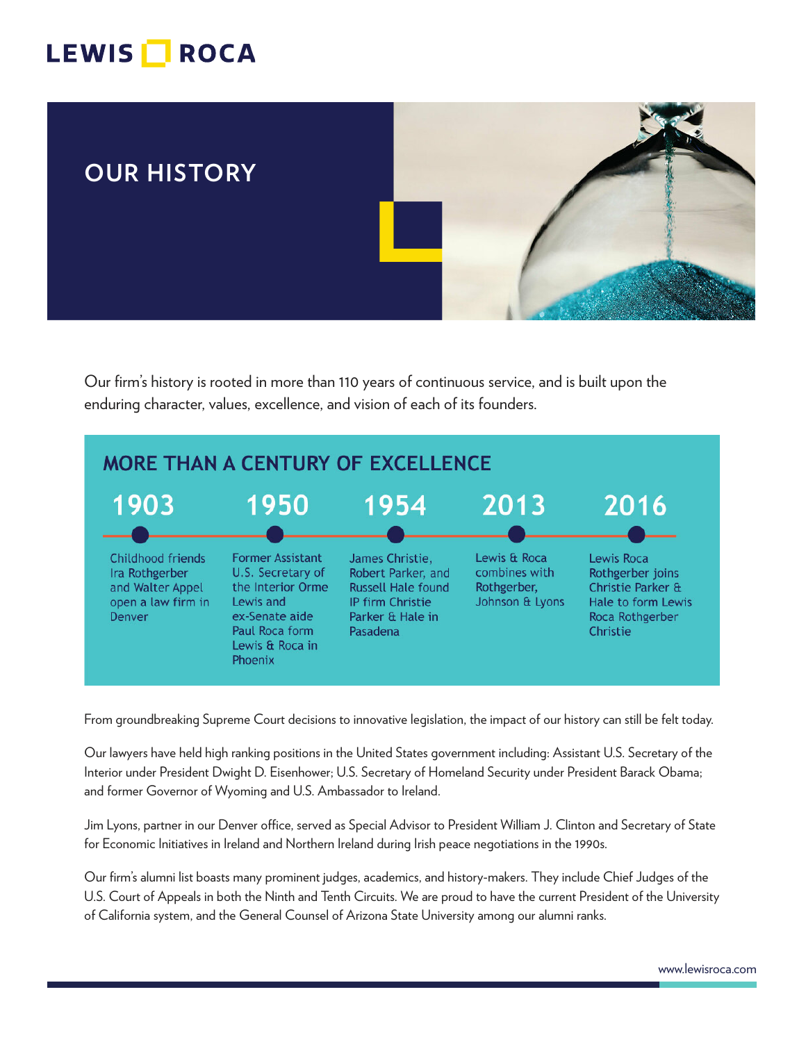LEWIS ROCA

# OUR HISTORY

Our firm's history is rooted in more than 110 years of continuous service, and is built upon the enduring character, values, excellence, and vision of each of its founders.

## MORE THAN A CENTURY OF EXCELLENCE

| 1903 | 1950 | 1954 | 2013 | 2016 |
|---|---|---|---|---|
| Childhood friends Ira Rothgerber and Walter Appel open a law firm in Denver | Former Assistant U.S. Secretary of the Interior Orme Lewis and ex-Senate aide Paul Roca form Lewis & Roca in Phoenix | James Christie, Robert Parker, and Russell Hale found IP firm Christie Parker & Hale in Pasadena | Lewis & Roca combines with Rothgerber, Johnson & Lyons | Lewis Roca Rothgerber joins Christie Parker & Hale to form Lewis Roca Rothgerber Christie |

From groundbreaking Supreme Court decisions to innovative legislation, the impact of our history can still be felt today.

Our lawyers have held high ranking positions in the United States government including: Assistant U.S. Secretary of the Interior under President Dwight D. Eisenhower; U.S. Secretary of Homeland Security under President Barack Obama; and former Governor of Wyoming and U.S. Ambassador to Ireland.

Jim Lyons, partner in our Denver office, served as Special Advisor to President William J. Clinton and Secretary of State for Economic Initiatives in Ireland and Northern Ireland during Irish peace negotiations in the 1990s.

Our firm's alumni list boasts many prominent judges, academics, and history-makers. They include Chief Judges of the U.S. Court of Appeals in both the Ninth and Tenth Circuits. We are proud to have the current President of the University of California system, and the General Counsel of Arizona State University among our alumni ranks.

www.lewisroca.com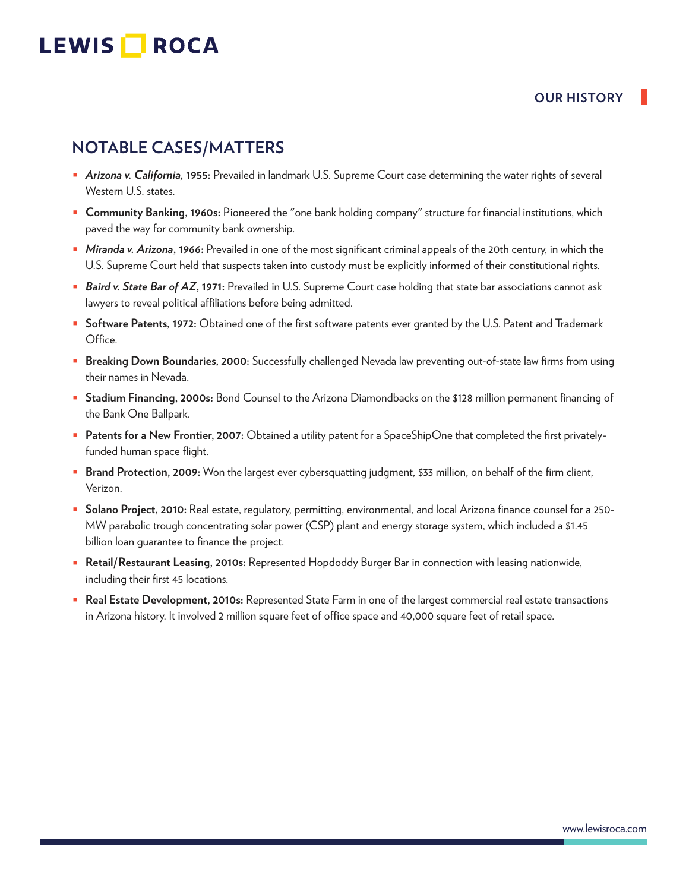OUR HISTORY

## NOTABLE CASES/MATTERS

- ***Arizona v. California*, 1955:** Prevailed in landmark U.S. Supreme Court case determining the water rights of several Western U.S. states.
- **Community Banking, 1960s:** Pioneered the "one bank holding company" structure for financial institutions, which paved the way for community bank ownership.
- ***Miranda v. Arizona*, 1966:** Prevailed in one of the most significant criminal appeals of the 20th century, in which the U.S. Supreme Court held that suspects taken into custody must be explicitly informed of their constitutional rights.
- ***Baird v. State Bar of AZ*, 1971:** Prevailed in U.S. Supreme Court case holding that state bar associations cannot ask lawyers to reveal political affiliations before being admitted.
- **Software Patents, 1972:** Obtained one of the first software patents ever granted by the U.S. Patent and Trademark Office.
- **Breaking Down Boundaries, 2000:** Successfully challenged Nevada law preventing out-of-state law firms from using their names in Nevada.
- **Stadium Financing, 2000s:** Bond Counsel to the Arizona Diamondbacks on the $128 million permanent financing of the Bank One Ballpark.
- **Patents for a New Frontier, 2007:** Obtained a utility patent for a SpaceShipOne that completed the first privately-funded human space flight.
- **Brand Protection, 2009:** Won the largest ever cybersquatting judgment, $33 million, on behalf of the firm client, Verizon.
- **Solano Project, 2010:** Real estate, regulatory, permitting, environmental, and local Arizona finance counsel for a 250-MW parabolic trough concentrating solar power (CSP) plant and energy storage system, which included a $1.45 billion loan guarantee to finance the project.
- **Retail/Restaurant Leasing, 2010s:** Represented Hopdoddy Burger Bar in connection with leasing nationwide, including their first 45 locations.
- **Real Estate Development, 2010s:** Represented State Farm in one of the largest commercial real estate transactions in Arizona history. It involved 2 million square feet of office space and 40,000 square feet of retail space.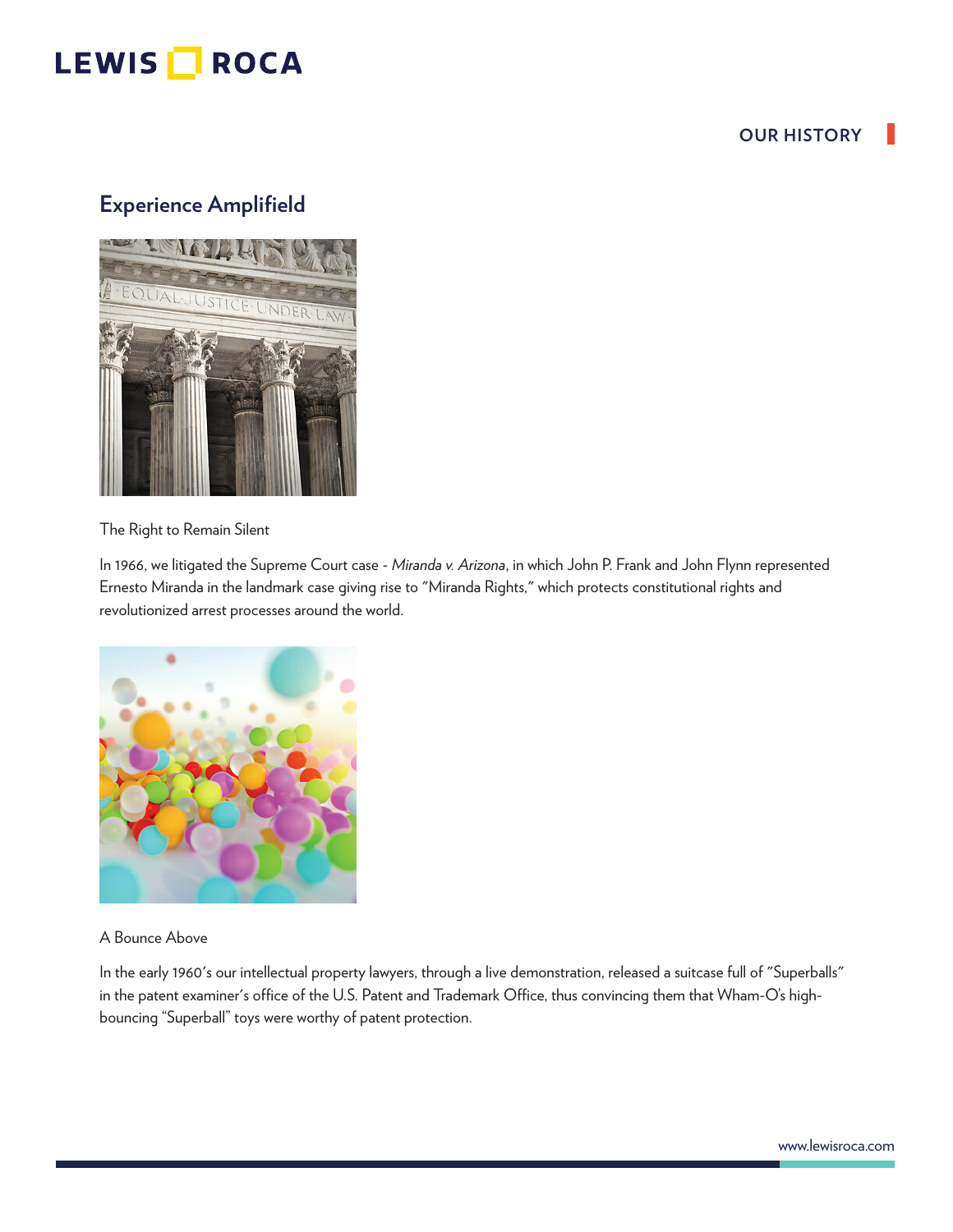LEWIS ROCA

OUR HISTORY

## Experience Amplifield

The Right to Remain Silent

In 1966, we litigated the Supreme Court case - *Miranda v. Arizona*, in which John P. Frank and John Flynn represented Ernesto Miranda in the landmark case giving rise to "Miranda Rights," which protects constitutional rights and revolutionized arrest processes around the world.

A Bounce Above

In the early 1960's our intellectual property lawyers, through a live demonstration, released a suitcase full of "Superballs" in the patent examiner's office of the U.S. Patent and Trademark Office, thus convincing them that Wham-O's high-bouncing "Superball" toys were worthy of patent protection.